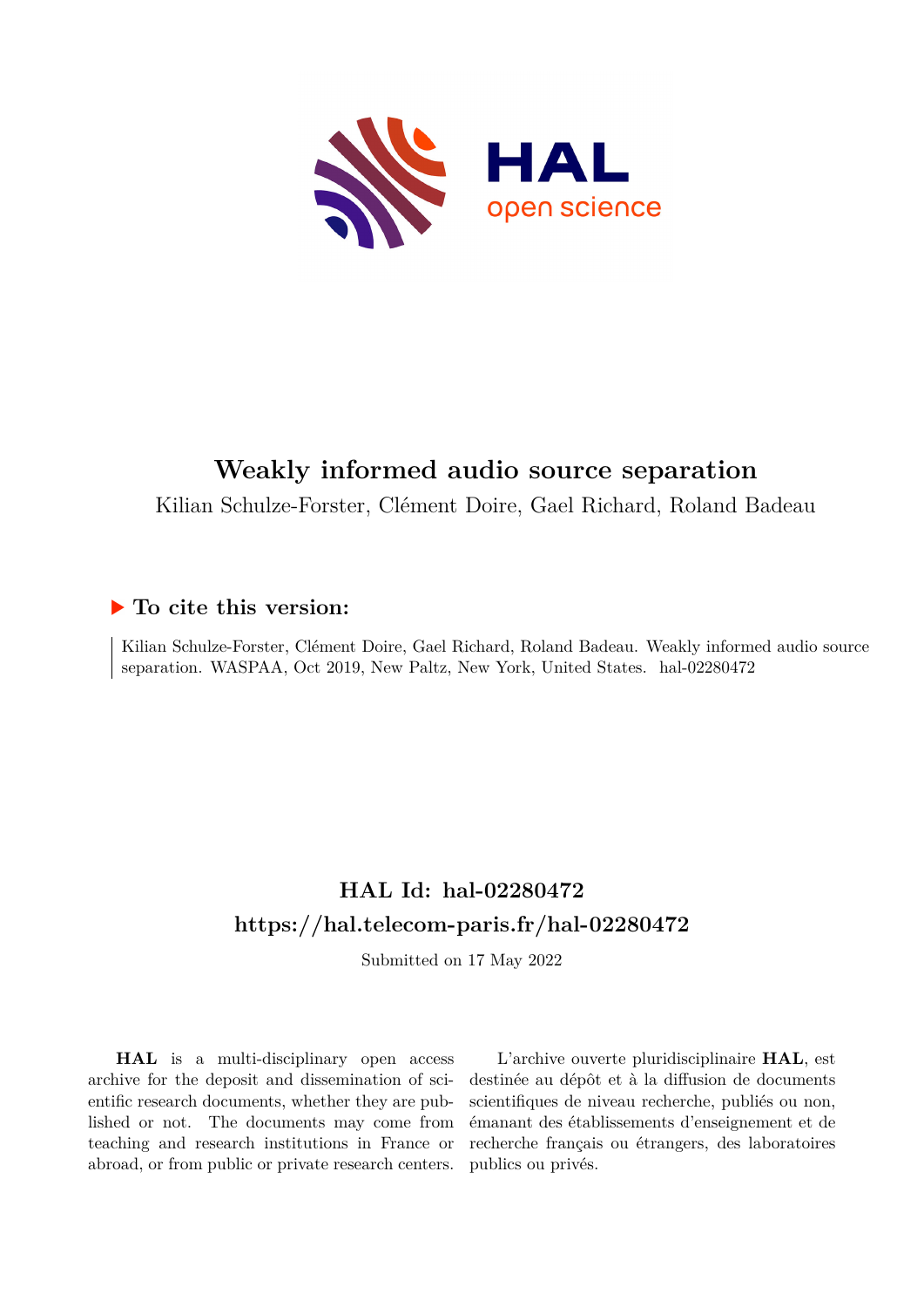# Weakly informed audio source separation

Kilian Schulze-Forster, Clément Doire, Gael Richard, Roland Badeau

## ▶ To cite this version:

Kilian Schulze-Forster, Clément Doire, Gael Richard, Roland Badeau. Weakly informed audio source separation. WASPAA, Oct 2019, New Paltz, New York, United States. hal-02280472

## HAL Id: hal-02280472

## https://hal.telecom-paris.fr/hal-02280472

Submitted on 17 May 2022

**HAL** is a multi-disciplinary open access archive for the deposit and dissemination of scientific research documents, whether they are published or not. The documents may come from teaching and research institutions in France or abroad, or from public or private research centers.

L'archive ouverte pluridisciplinaire **HAL**, est destinée au dépôt et à la diffusion de documents scientifiques de niveau recherche, publiés ou non, émanant des établissements d'enseignement et de recherche français ou étrangers, des laboratoires publics ou privés.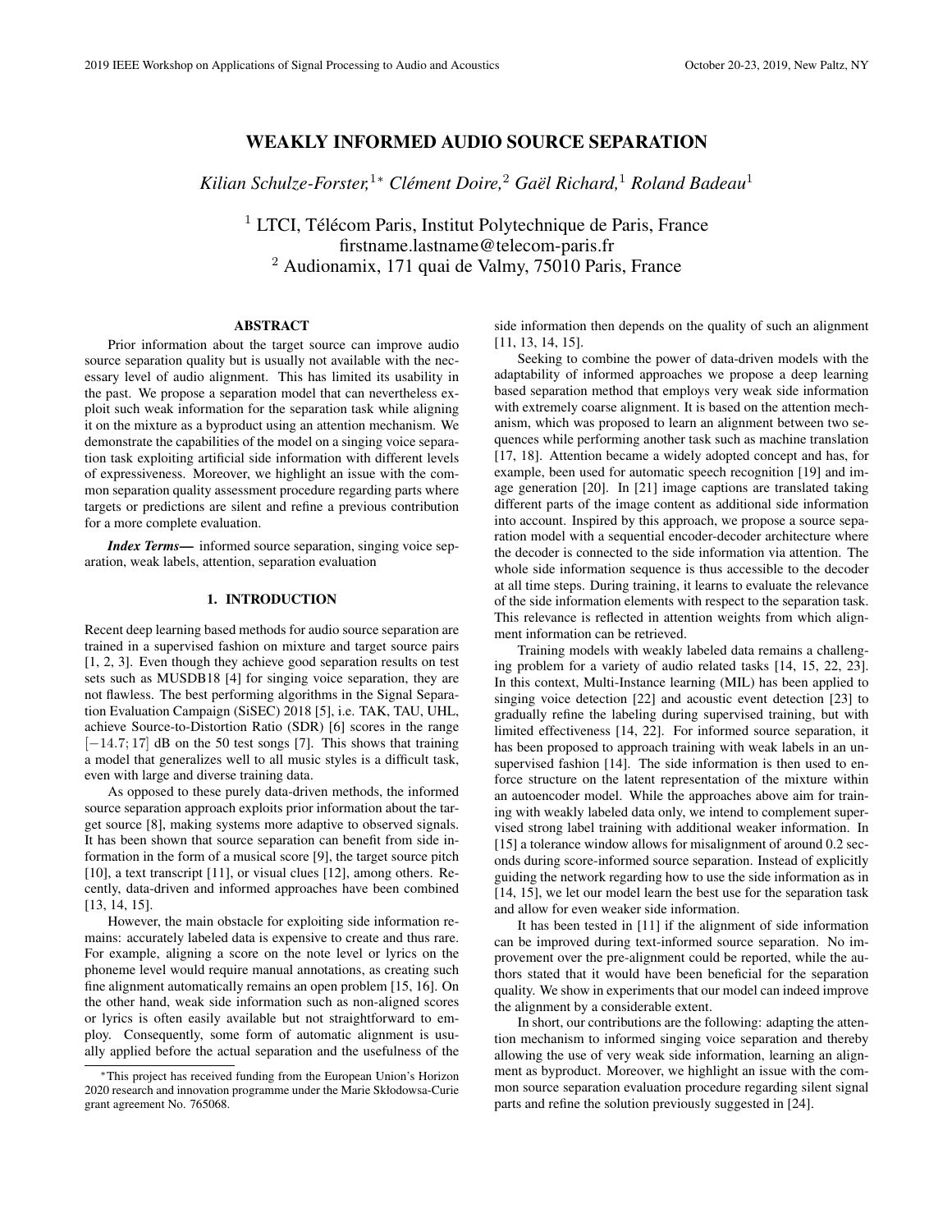# WEAKLY INFORMED AUDIO SOURCE SEPARATION

*Kilian Schulze-Forster,[1*] Clément Doire,[2] Gaël Richard,[1] Roland Badeau[1]*

[1] LTCI, Télécom Paris, Institut Polytechnique de Paris, France
firstname.lastname@telecom-paris.fr
[2] Audionamix, 171 quai de Valmy, 75010 Paris, France

## ABSTRACT

Prior information about the target source can improve audio source separation quality but is usually not available with the necessary level of audio alignment. This has limited its usability in the past. We propose a separation model that can nevertheless exploit such weak information for the separation task while aligning it on the mixture as a byproduct using an attention mechanism. We demonstrate the capabilities of the model on a singing voice separation task exploiting artificial side information with different levels of expressiveness. Moreover, we highlight an issue with the common separation quality assessment procedure regarding parts where targets or predictions are silent and refine a previous contribution for a more complete evaluation.

***Index Terms*—** informed source separation, singing voice separation, weak labels, attention, separation evaluation

## 1. INTRODUCTION

Recent deep learning based methods for audio source separation are trained in a supervised fashion on mixture and target source pairs [1, 2, 3]. Even though they achieve good separation results on test sets such as MUSDB18 [4] for singing voice separation, they are not flawless. The best performing algorithms in the Signal Separation Evaluation Campaign (SiSEC) 2018 [5], i.e. TAK, TAU, UHL, achieve Source-to-Distortion Ratio (SDR) [6] scores in the range $[-14.7; 17]$ dB on the 50 test songs [7]. This shows that training a model that generalizes well to all music styles is a difficult task, even with large and diverse training data.

As opposed to these purely data-driven methods, the informed source separation approach exploits prior information about the target source [8], making systems more adaptive to observed signals. It has been shown that source separation can benefit from side information in the form of a musical score [9], the target source pitch [10], a text transcript [11], or visual clues [12], among others. Recently, data-driven and informed approaches have been combined [13, 14, 15].

However, the main obstacle for exploiting side information remains: accurately labeled data is expensive to create and thus rare. For example, aligning a score on the note level or lyrics on the phoneme level would require manual annotations, as creating such fine alignment automatically remains an open problem [15, 16]. On the other hand, weak side information such as non-aligned scores or lyrics is often easily available but not straightforward to employ. Consequently, some form of automatic alignment is usually applied before the actual separation and the usefulness of the side information then depends on the quality of such an alignment [11, 13, 14, 15].

Seeking to combine the power of data-driven models with the adaptability of informed approaches we propose a deep learning based separation method that employs very weak side information with extremely coarse alignment. It is based on the attention mechanism, which was proposed to learn an alignment between two sequences while performing another task such as machine translation [17, 18]. Attention became a widely adopted concept and has, for example, been used for automatic speech recognition [19] and image generation [20]. In [21] image captions are translated taking different parts of the image content as additional side information into account. Inspired by this approach, we propose a source separation model with a sequential encoder-decoder architecture where the decoder is connected to the side information via attention. The whole side information sequence is thus accessible to the decoder at all time steps. During training, it learns to evaluate the relevance of the side information elements with respect to the separation task. This relevance is reflected in attention weights from which alignment information can be retrieved.

Training models with weakly labeled data remains a challenging problem for a variety of audio related tasks [14, 15, 22, 23]. In this context, Multi-Instance learning (MIL) has been applied to singing voice detection [22] and acoustic event detection [23] to gradually refine the labeling during supervised training, but with limited effectiveness [14, 22]. For informed source separation, it has been proposed to approach training with weak labels in an unsupervised fashion [14]. The side information is then used to enforce structure on the latent representation of the mixture within an autoencoder model. While the approaches above aim for training with weakly labeled data only, we intend to complement supervised strong label training with additional weaker information. In [15] a tolerance window allows for misalignment of around 0.2 seconds during score-informed source separation. Instead of explicitly guiding the network regarding how to use the side information as in [14, 15], we let our model learn the best use for the separation task and allow for even weaker side information.

It has been tested in [11] if the alignment of side information can be improved during text-informed source separation. No improvement over the pre-alignment could be reported, while the authors stated that it would have been beneficial for the separation quality. We show in experiments that our model can indeed improve the alignment by a considerable extent.

In short, our contributions are the following: adapting the attention mechanism to informed singing voice separation and thereby allowing the use of very weak side information, learning an alignment as byproduct. Moreover, we highlight an issue with the common source separation evaluation procedure regarding silent signal parts and refine the solution previously suggested in [24].

*This project has received funding from the European Union's Horizon 2020 research and innovation programme under the Marie Skłodowsa-Curie grant agreement No. 765068.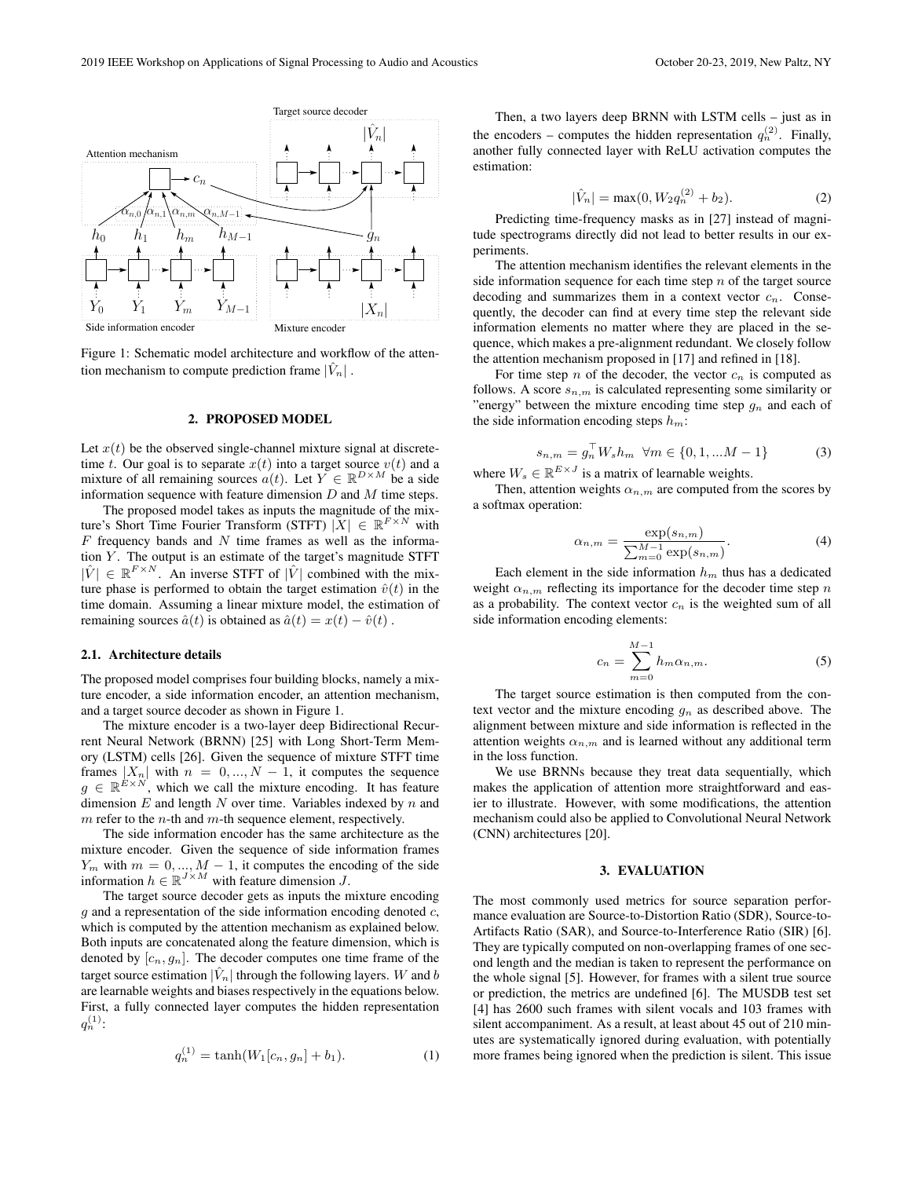Figure 1: Schematic model architecture and workflow of the attention mechanism to compute prediction frame $|\hat{V}_n|$.

## 2. PROPOSED MODEL

Let $x(t)$ be the observed single-channel mixture signal at discrete-time $t$. Our goal is to separate $x(t)$ into a target source $v(t)$ and a mixture of all remaining sources $a(t)$. Let $Y \in \mathbb{R}^{D\times M}$ be a side information sequence with feature dimension $D$ and $M$ time steps.

The proposed model takes as inputs the magnitude of the mixture's Short Time Fourier Transform (STFT) $|X| \in \mathbb{R}^{F\times N}$ with $F$ frequency bands and $N$ time frames as well as the information $Y$. The output is an estimate of the target's magnitude STFT $|\hat{V}| \in \mathbb{R}^{F\times N}$. An inverse STFT of $|\hat{V}|$ combined with the mixture phase is performed to obtain the target estimation $\hat{v}(t)$ in the time domain. Assuming a linear mixture model, the estimation of remaining sources $\hat{a}(t)$ is obtained as $\hat{a}(t) = x(t) - \hat{v}(t)$.

### 2.1. Architecture details

The proposed model comprises four building blocks, namely a mixture encoder, a side information encoder, an attention mechanism, and a target source decoder as shown in Figure 1.

The mixture encoder is a two-layer deep Bidirectional Recurrent Neural Network (BRNN) [25] with Long Short-Term Memory (LSTM) cells [26]. Given the sequence of mixture STFT time frames $|X_n|$ with $n = 0, ..., N-1$, it computes the sequence $g \in \mathbb{R}^{E\times N}$, which we call the mixture encoding. It has feature dimension $E$ and length $N$ over time. Variables indexed by $n$ and $m$ refer to the $n$-th and $m$-th sequence element, respectively.

The side information encoder has the same architecture as the mixture encoder. Given the sequence of side information frames $Y_m$ with $m = 0, ..., M-1$, it computes the encoding of the side information $h \in \mathbb{R}^{J\times M}$ with feature dimension $J$.

The target source decoder gets as inputs the mixture encoding $g$ and a representation of the side information encoding denoted $c$, which is computed by the attention mechanism as explained below. Both inputs are concatenated along the feature dimension, which is denoted by $[c_n, g_n]$. The decoder computes one time frame of the target source estimation $|\hat{V}_n|$ through the following layers. $W$ and $b$ are learnable weights and biases respectively in the equations below. First, a fully connected layer computes the hidden representation $q_n^{(1)}$:

$$q_n^{(1)} = \tanh(W_1[c_n, g_n] + b_1). \tag{1}$$

Then, a two layers deep BRNN with LSTM cells – just as in the encoders – computes the hidden representation $q_n^{(2)}$. Finally, another fully connected layer with ReLU activation computes the estimation:

$$|\hat{V}_n| = \max(0, W_2 q_n^{(2)} + b_2). \tag{2}$$

Predicting time-frequency masks as in [27] instead of magnitude spectrograms directly did not lead to better results in our experiments.

The attention mechanism identifies the relevant elements in the side information sequence for each time step $n$ of the target source decoding and summarizes them in a context vector $c_n$. Consequently, the decoder can find at every time step the relevant side information elements no matter where they are placed in the sequence, which makes a pre-alignment redundant. We closely follow the attention mechanism proposed in [17] and refined in [18].

For time step $n$ of the decoder, the vector $c_n$ is computed as follows. A score $s_{n,m}$ is calculated representing some similarity or "energy" between the mixture encoding time step $g_n$ and each of the side information encoding steps $h_m$:

$$s_{n,m} = g_n^\top W_s h_m \;\; \forall m \in \{0, 1, ...M-1\} \tag{3}$$

where $W_s \in \mathbb{R}^{E\times J}$ is a matrix of learnable weights.

Then, attention weights $\alpha_{n,m}$ are computed from the scores by a softmax operation:

$$\alpha_{n,m} = \frac{\exp(s_{n,m})}{\sum_{m=0}^{M-1} \exp(s_{n,m})}. \tag{4}$$

Each element in the side information $h_m$ thus has a dedicated weight $\alpha_{n,m}$ reflecting its importance for the decoder time step $n$ as a probability. The context vector $c_n$ is the weighted sum of all side information encoding elements:

$$c_n = \sum_{m=0}^{M-1} h_m \alpha_{n,m}. \tag{5}$$

The target source estimation is then computed from the context vector and the mixture encoding $g_n$ as described above. The alignment between mixture and side information is reflected in the attention weights $\alpha_{n,m}$ and is learned without any additional term in the loss function.

We use BRNNs because they treat data sequentially, which makes the application of attention more straightforward and easier to illustrate. However, with some modifications, the attention mechanism could also be applied to Convolutional Neural Network (CNN) architectures [20].

## 3. EVALUATION

The most commonly used metrics for source separation performance evaluation are Source-to-Distortion Ratio (SDR), Source-to-Artifacts Ratio (SAR), and Source-to-Interference Ratio (SIR) [6]. They are typically computed on non-overlapping frames of one second length and the median is taken to represent the performance on the whole signal [5]. However, for frames with a silent true source or prediction, the metrics are undefined [6]. The MUSDB test set [4] has 2600 such frames with silent vocals and 103 frames with silent accompaniment. As a result, at least about 45 out of 210 minutes are systematically ignored during evaluation, with potentially more frames being ignored when the prediction is silent. This issue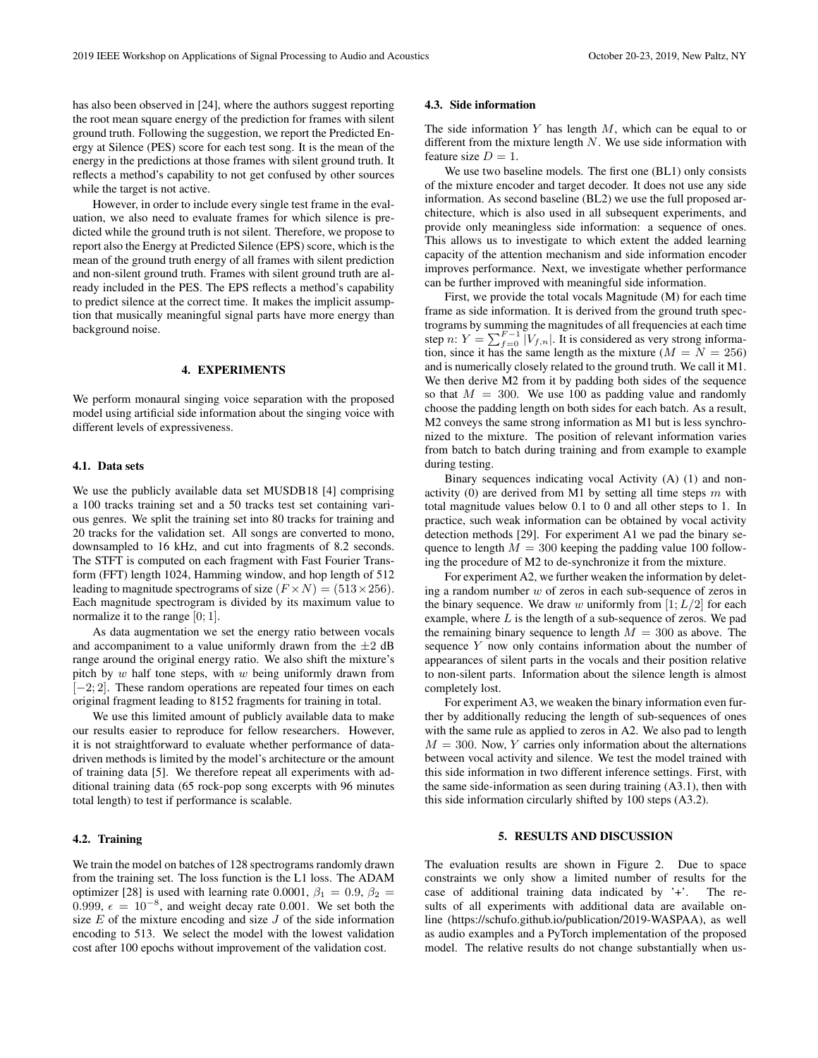has also been observed in [24], where the authors suggest reporting the root mean square energy of the prediction for frames with silent ground truth. Following the suggestion, we report the Predicted Energy at Silence (PES) score for each test song. It is the mean of the energy in the predictions at those frames with silent ground truth. It reflects a method's capability to not get confused by other sources while the target is not active.

However, in order to include every single test frame in the evaluation, we also need to evaluate frames for which silence is predicted while the ground truth is not silent. Therefore, we propose to report also the Energy at Predicted Silence (EPS) score, which is the mean of the ground truth energy of all frames with silent prediction and non-silent ground truth. Frames with silent ground truth are already included in the PES. The EPS reflects a method's capability to predict silence at the correct time. It makes the implicit assumption that musically meaningful signal parts have more energy than background noise.

## 4. EXPERIMENTS

We perform monaural singing voice separation with the proposed model using artificial side information about the singing voice with different levels of expressiveness.

### 4.1. Data sets

We use the publicly available data set MUSDB18 [4] comprising a 100 tracks training set and a 50 tracks test set containing various genres. We split the training set into 80 tracks for training and 20 tracks for the validation set. All songs are converted to mono, downsampled to 16 kHz, and cut into fragments of 8.2 seconds. The STFT is computed on each fragment with Fast Fourier Transform (FFT) length 1024, Hamming window, and hop length of 512 leading to magnitude spectrograms of size $(F \times N) = (513 \times 256)$. Each magnitude spectrogram is divided by its maximum value to normalize it to the range $[0; 1]$.

As data augmentation we set the energy ratio between vocals and accompaniment to a value uniformly drawn from the $\pm 2$ dB range around the original energy ratio. We also shift the mixture's pitch by $w$ half tone steps, with $w$ being uniformly drawn from $[-2; 2]$. These random operations are repeated four times on each original fragment leading to 8152 fragments for training in total.

We use this limited amount of publicly available data to make our results easier to reproduce for fellow researchers. However, it is not straightforward to evaluate whether performance of data-driven methods is limited by the model's architecture or the amount of training data [5]. We therefore repeat all experiments with additional training data (65 rock-pop song excerpts with 96 minutes total length) to test if performance is scalable.

### 4.2. Training

We train the model on batches of 128 spectrograms randomly drawn from the training set. The loss function is the L1 loss. The ADAM optimizer [28] is used with learning rate 0.0001, $\beta_1 = 0.9$, $\beta_2 = 0.999$, $\epsilon = 10^{-8}$, and weight decay rate 0.001. We set both the size $E$ of the mixture encoding and size $J$ of the side information encoding to 513. We select the model with the lowest validation cost after 100 epochs without improvement of the validation cost.

### 4.3. Side information

The side information $Y$ has length $M$, which can be equal to or different from the mixture length $N$. We use side information with feature size $D = 1$.

We use two baseline models. The first one (BL1) only consists of the mixture encoder and target decoder. It does not use any side information. As second baseline (BL2) we use the full proposed architecture, which is also used in all subsequent experiments, and provide only meaningless side information: a sequence of ones. This allows us to investigate to which extent the added learning capacity of the attention mechanism and side information encoder improves performance. Next, we investigate whether performance can be further improved with meaningful side information.

First, we provide the total vocals Magnitude (M) for each time frame as side information. It is derived from the ground truth spectrograms by summing the magnitudes of all frequencies at each time step $n$: $Y = \sum_{f=0}^{F-1} |V_{f,n}|$. It is considered as very strong information, since it has the same length as the mixture ($M = N = 256$) and is numerically closely related to the ground truth. We call it M1. We then derive M2 from it by padding both sides of the sequence so that $M = 300$. We use 100 as padding value and randomly choose the padding length on both sides for each batch. As a result, M2 conveys the same strong information as M1 but is less synchronized to the mixture. The position of relevant information varies from batch to batch during training and from example to example during testing.

Binary sequences indicating vocal Activity (A) (1) and non-activity (0) are derived from M1 by setting all time steps $m$ with total magnitude values below 0.1 to 0 and all other steps to 1. In practice, such weak information can be obtained by vocal activity detection methods [29]. For experiment A1 we pad the binary sequence to length $M = 300$ keeping the padding value 100 following the procedure of M2 to de-synchronize it from the mixture.

For experiment A2, we further weaken the information by deleting a random number $w$ of zeros in each sub-sequence of zeros in the binary sequence. We draw $w$ uniformly from $[1; L/2]$ for each example, where $L$ is the length of a sub-sequence of zeros. We pad the remaining binary sequence to length $M = 300$ as above. The sequence $Y$ now only contains information about the number of appearances of silent parts in the vocals and their position relative to non-silent parts. Information about the silence length is almost completely lost.

For experiment A3, we weaken the binary information even further by additionally reducing the length of sub-sequences of ones with the same rule as applied to zeros in A2. We also pad to length $M = 300$. Now, $Y$ carries only information about the alternations between vocal activity and silence. We test the model trained with this side information in two different inference settings. First, with the same side-information as seen during training (A3.1), then with this side information circularly shifted by 100 steps (A3.2).

## 5. RESULTS AND DISCUSSION

The evaluation results are shown in Figure 2. Due to space constraints we only show a limited number of results for the case of additional training data indicated by '+'. The results of all experiments with additional data are available online (https://schufo.github.io/publication/2019-WASPAA), as well as audio examples and a PyTorch implementation of the proposed model. The relative results do not change substantially when us-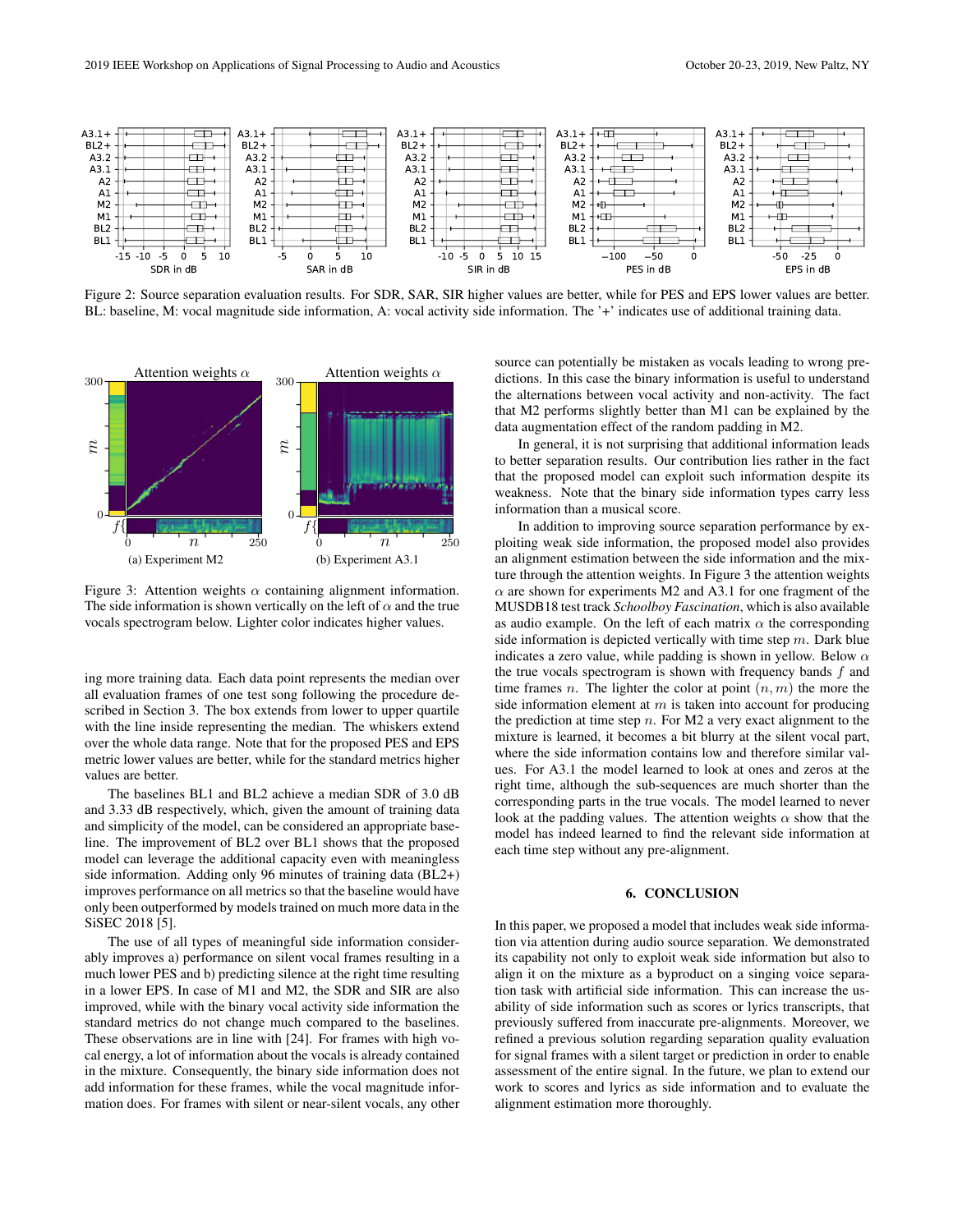Figure 2: Source separation evaluation results. For SDR, SAR, SIR higher values are better, while for PES and EPS lower values are better. BL: baseline, M: vocal magnitude side information, A: vocal activity side information. The '+' indicates use of additional training data.

Figure 3: Attention weights $\alpha$ containing alignment information. The side information is shown vertically on the left of $\alpha$ and the true vocals spectrogram below. Lighter color indicates higher values.

(a) Experiment M2

(b) Experiment A3.1

ing more training data. Each data point represents the median over all evaluation frames of one test song following the procedure described in Section 3. The box extends from lower to upper quartile with the line inside representing the median. The whiskers extend over the whole data range. Note that for the proposed PES and EPS metric lower values are better, while for the standard metrics higher values are better.

The baselines BL1 and BL2 achieve a median SDR of 3.0 dB and 3.33 dB respectively, which, given the amount of training data and simplicity of the model, can be considered an appropriate baseline. The improvement of BL2 over BL1 shows that the proposed model can leverage the additional capacity even with meaningless side information. Adding only 96 minutes of training data (BL2+) improves performance on all metrics so that the baseline would have only been outperformed by models trained on much more data in the SiSEC 2018 [5].

The use of all types of meaningful side information considerably improves a) performance on silent vocal frames resulting in a much lower PES and b) predicting silence at the right time resulting in a lower EPS. In case of M1 and M2, the SDR and SIR are also improved, while with the binary vocal activity side information the standard metrics do not change much compared to the baselines. These observations are in line with [24]. For frames with high vocal energy, a lot of information about the vocals is already contained in the mixture. Consequently, the binary side information does not add information for these frames, while the vocal magnitude information does. For frames with silent or near-silent vocals, any other source can potentially be mistaken as vocals leading to wrong predictions. In this case the binary information is useful to understand the alternations between vocal activity and non-activity. The fact that M2 performs slightly better than M1 can be explained by the data augmentation effect of the random padding in M2.

In general, it is not surprising that additional information leads to better separation results. Our contribution lies rather in the fact that the proposed model can exploit such information despite its weakness. Note that the binary side information types carry less information than a musical score.

In addition to improving source separation performance by exploiting weak side information, the proposed model also provides an alignment estimation between the side information and the mixture through the attention weights. In Figure 3 the attention weights $\alpha$ are shown for experiments M2 and A3.1 for one fragment of the MUSDB18 test track *Schoolboy Fascination*, which is also available as audio example. On the left of each matrix $\alpha$ the corresponding side information is depicted vertically with time step $m$. Dark blue indicates a zero value, while padding is shown in yellow. Below $\alpha$ the true vocals spectrogram is shown with frequency bands $f$ and time frames $n$. The lighter the color at point $(n, m)$ the more the side information element at $m$ is taken into account for producing the prediction at time step $n$. For M2 a very exact alignment to the mixture is learned, it becomes a bit blurry at the silent vocal part, where the side information contains low and therefore similar values. For A3.1 the model learned to look at ones and zeros at the right time, although the sub-sequences are much shorter than the corresponding parts in the true vocals. The model learned to never look at the padding values. The attention weights $\alpha$ show that the model has indeed learned to find the relevant side information at each time step without any pre-alignment.

## 6. CONCLUSION

In this paper, we proposed a model that includes weak side information via attention during audio source separation. We demonstrated its capability not only to exploit weak side information but also to align it on the mixture as a byproduct on a singing voice separation task with artificial side information. This can increase the usability of side information such as scores or lyrics transcripts, that previously suffered from inaccurate pre-alignments. Moreover, we refined a previous solution regarding separation quality evaluation for signal frames with a silent target or prediction in order to enable assessment of the entire signal. In the future, we plan to extend our work to scores and lyrics as side information and to evaluate the alignment estimation more thoroughly.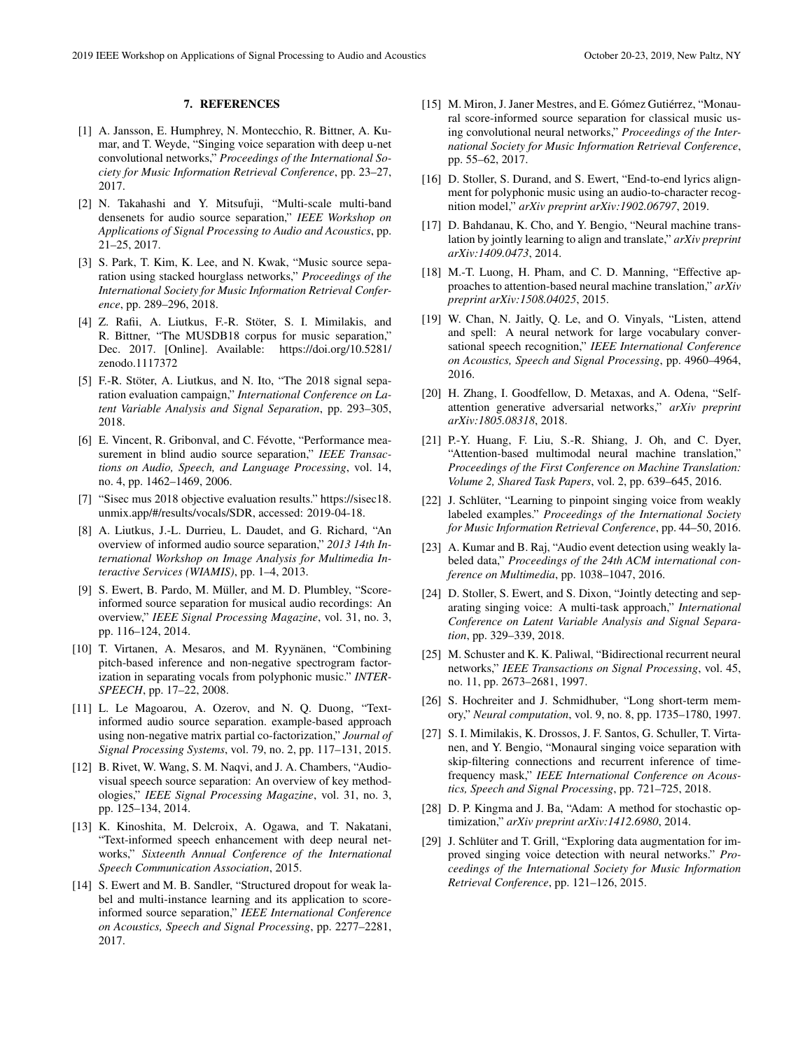## 7. REFERENCES

[1] A. Jansson, E. Humphrey, N. Montecchio, R. Bittner, A. Kumar, and T. Weyde, "Singing voice separation with deep u-net convolutional networks," *Proceedings of the International Society for Music Information Retrieval Conference*, pp. 23–27, 2017.

[2] N. Takahashi and Y. Mitsufuji, "Multi-scale multi-band densenets for audio source separation," *IEEE Workshop on Applications of Signal Processing to Audio and Acoustics*, pp. 21–25, 2017.

[3] S. Park, T. Kim, K. Lee, and N. Kwak, "Music source separation using stacked hourglass networks," *Proceedings of the International Society for Music Information Retrieval Conference*, pp. 289–296, 2018.

[4] Z. Rafii, A. Liutkus, F.-R. Stöter, S. I. Mimilakis, and R. Bittner, "The MUSDB18 corpus for music separation," Dec. 2017. [Online]. Available: https://doi.org/10.5281/zenodo.1117372

[5] F.-R. Stöter, A. Liutkus, and N. Ito, "The 2018 signal separation evaluation campaign," *International Conference on Latent Variable Analysis and Signal Separation*, pp. 293–305, 2018.

[6] E. Vincent, R. Gribonval, and C. Févotte, "Performance measurement in blind audio source separation," *IEEE Transactions on Audio, Speech, and Language Processing*, vol. 14, no. 4, pp. 1462–1469, 2006.

[7] "Sisec mus 2018 objective evaluation results." https://sisec18.unmix.app/#/results/vocals/SDR, accessed: 2019-04-18.

[8] A. Liutkus, J.-L. Durrieu, L. Daudet, and G. Richard, "An overview of informed audio source separation," *2013 14th International Workshop on Image Analysis for Multimedia Interactive Services (WIAMIS)*, pp. 1–4, 2013.

[9] S. Ewert, B. Pardo, M. Müller, and M. D. Plumbley, "Score-informed source separation for musical audio recordings: An overview," *IEEE Signal Processing Magazine*, vol. 31, no. 3, pp. 116–124, 2014.

[10] T. Virtanen, A. Mesaros, and M. Ryynänen, "Combining pitch-based inference and non-negative spectrogram factorization in separating vocals from polyphonic music." *INTERSPEECH*, pp. 17–22, 2008.

[11] L. Le Magoarou, A. Ozerov, and N. Q. Duong, "Text-informed audio source separation. example-based approach using non-negative matrix partial co-factorization," *Journal of Signal Processing Systems*, vol. 79, no. 2, pp. 117–131, 2015.

[12] B. Rivet, W. Wang, S. M. Naqvi, and J. A. Chambers, "Audio-visual speech source separation: An overview of key methodologies," *IEEE Signal Processing Magazine*, vol. 31, no. 3, pp. 125–134, 2014.

[13] K. Kinoshita, M. Delcroix, A. Ogawa, and T. Nakatani, "Text-informed speech enhancement with deep neural networks," *Sixteenth Annual Conference of the International Speech Communication Association*, 2015.

[14] S. Ewert and M. B. Sandler, "Structured dropout for weak label and multi-instance learning and its application to score-informed source separation," *IEEE International Conference on Acoustics, Speech and Signal Processing*, pp. 2277–2281, 2017.

[15] M. Miron, J. Janer Mestres, and E. Gómez Gutiérrez, "Monaural score-informed source separation for classical music using convolutional neural networks," *Proceedings of the International Society for Music Information Retrieval Conference*, pp. 55–62, 2017.

[16] D. Stoller, S. Durand, and S. Ewert, "End-to-end lyrics alignment for polyphonic music using an audio-to-character recognition model," *arXiv preprint arXiv:1902.06797*, 2019.

[17] D. Bahdanau, K. Cho, and Y. Bengio, "Neural machine translation by jointly learning to align and translate," *arXiv preprint arXiv:1409.0473*, 2014.

[18] M.-T. Luong, H. Pham, and C. D. Manning, "Effective approaches to attention-based neural machine translation," *arXiv preprint arXiv:1508.04025*, 2015.

[19] W. Chan, N. Jaitly, Q. Le, and O. Vinyals, "Listen, attend and spell: A neural network for large vocabulary conversational speech recognition," *IEEE International Conference on Acoustics, Speech and Signal Processing*, pp. 4960–4964, 2016.

[20] H. Zhang, I. Goodfellow, D. Metaxas, and A. Odena, "Self-attention generative adversarial networks," *arXiv preprint arXiv:1805.08318*, 2018.

[21] P.-Y. Huang, F. Liu, S.-R. Shiang, J. Oh, and C. Dyer, "Attention-based multimodal neural machine translation," *Proceedings of the First Conference on Machine Translation: Volume 2, Shared Task Papers*, vol. 2, pp. 639–645, 2016.

[22] J. Schlüter, "Learning to pinpoint singing voice from weakly labeled examples." *Proceedings of the International Society for Music Information Retrieval Conference*, pp. 44–50, 2016.

[23] A. Kumar and B. Raj, "Audio event detection using weakly labeled data," *Proceedings of the 24th ACM international conference on Multimedia*, pp. 1038–1047, 2016.

[24] D. Stoller, S. Ewert, and S. Dixon, "Jointly detecting and separating singing voice: A multi-task approach," *International Conference on Latent Variable Analysis and Signal Separation*, pp. 329–339, 2018.

[25] M. Schuster and K. K. Paliwal, "Bidirectional recurrent neural networks," *IEEE Transactions on Signal Processing*, vol. 45, no. 11, pp. 2673–2681, 1997.

[26] S. Hochreiter and J. Schmidhuber, "Long short-term memory," *Neural computation*, vol. 9, no. 8, pp. 1735–1780, 1997.

[27] S. I. Mimilakis, K. Drossos, J. F. Santos, G. Schuller, T. Virtanen, and Y. Bengio, "Monaural singing voice separation with skip-filtering connections and recurrent inference of time-frequency mask," *IEEE International Conference on Acoustics, Speech and Signal Processing*, pp. 721–725, 2018.

[28] D. P. Kingma and J. Ba, "Adam: A method for stochastic optimization," *arXiv preprint arXiv:1412.6980*, 2014.

[29] J. Schlüter and T. Grill, "Exploring data augmentation for improved singing voice detection with neural networks." *Proceedings of the International Society for Music Information Retrieval Conference*, pp. 121–126, 2015.